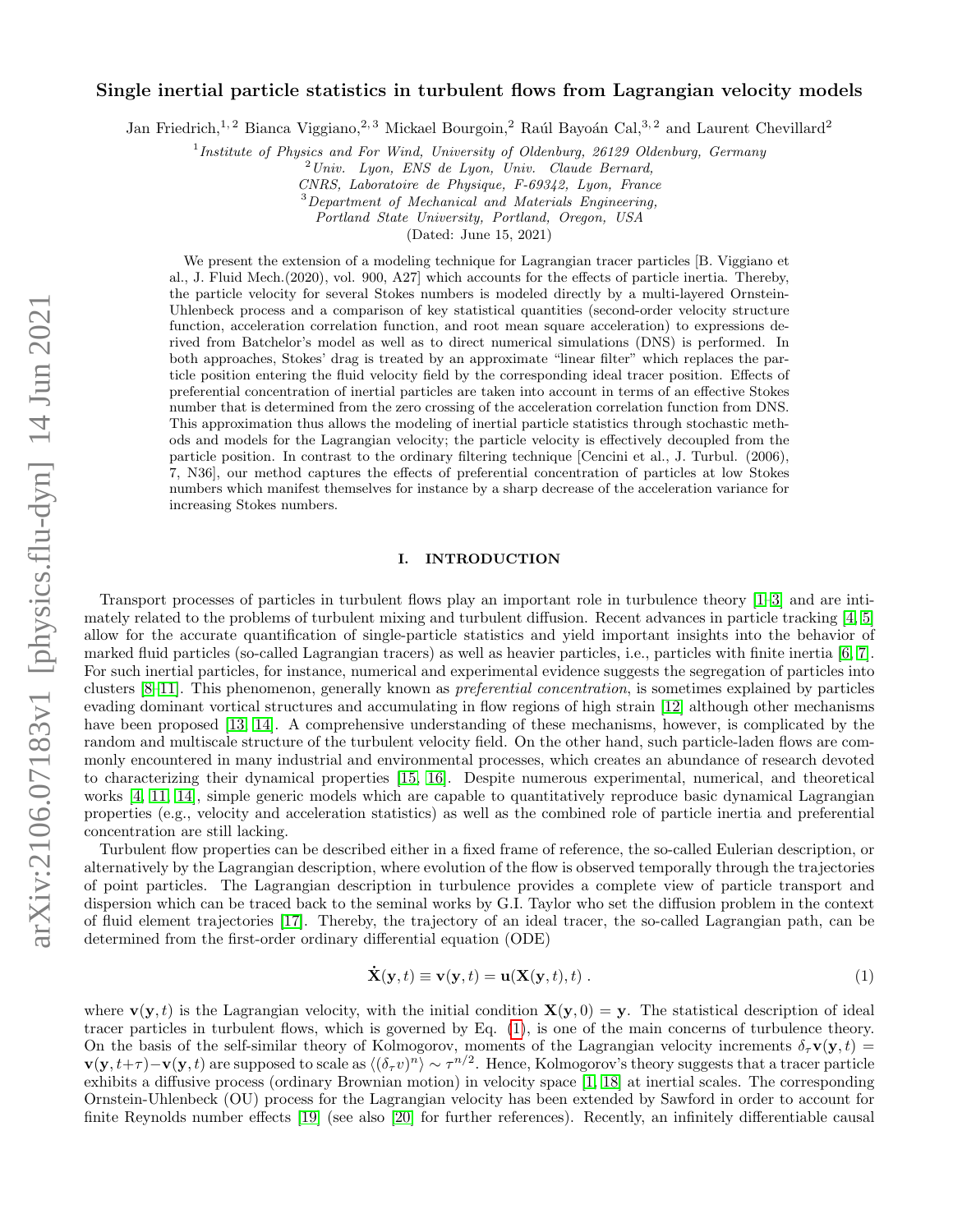# Single inertial particle statistics in turbulent flows from Lagrangian velocity models

Jan Friedrich,[1,2] Bianca Viggiano,[2,3] Mickael Bourgoin,[2] Raúl Bayoán Cal,[3,2] and Laurent Chevillard[2]

[1] *Institute of Physics and For Wind, University of Oldenburg, 26129 Oldenburg, Germany*
[2] *Univ. Lyon, ENS de Lyon, Univ. Claude Bernard, CNRS, Laboratoire de Physique, F-69342, Lyon, France*
[3] *Department of Mechanical and Materials Engineering, Portland State University, Portland, Oregon, USA*

(Dated: June 15, 2021)

We present the extension of a modeling technique for Lagrangian tracer particles [B. Viggiano et al., J. Fluid Mech.(2020), vol. 900, A27] which accounts for the effects of particle inertia. Thereby, the particle velocity for several Stokes numbers is modeled directly by a multi-layered Ornstein-Uhlenbeck process and a comparison of key statistical quantities (second-order velocity structure function, acceleration correlation function, and root mean square acceleration) to expressions derived from Batchelor's model as well as to direct numerical simulations (DNS) is performed. In both approaches, Stokes' drag is treated by an approximate "linear filter" which replaces the particle position entering the fluid velocity field by the corresponding ideal tracer position. Effects of preferential concentration of inertial particles are taken into account in terms of an effective Stokes number that is determined from the zero crossing of the acceleration correlation function from DNS. This approximation thus allows the modeling of inertial particle statistics through stochastic methods and models for the Lagrangian velocity; the particle velocity is effectively decoupled from the particle position. In contrast to the ordinary filtering technique [Cencini et al., J. Turbul. (2006), 7, N36], our method captures the effects of preferential concentration of particles at low Stokes numbers which manifest themselves for instance by a sharp decrease of the acceleration variance for increasing Stokes numbers.

## I. INTRODUCTION

Transport processes of particles in turbulent flows play an important role in turbulence theory [1–3] and are intimately related to the problems of turbulent mixing and turbulent diffusion. Recent advances in particle tracking [4, 5] allow for the accurate quantification of single-particle statistics and yield important insights into the behavior of marked fluid particles (so-called Lagrangian tracers) as well as heavier particles, i.e., particles with finite inertia [6, 7]. For such inertial particles, for instance, numerical and experimental evidence suggests the segregation of particles into clusters [8–11]. This phenomenon, generally known as *preferential concentration*, is sometimes explained by particles evading dominant vortical structures and accumulating in flow regions of high strain [12] although other mechanisms have been proposed [13, 14]. A comprehensive understanding of these mechanisms, however, is complicated by the random and multiscale structure of the turbulent velocity field. On the other hand, such particle-laden flows are commonly encountered in many industrial and environmental processes, which creates an abundance of research devoted to characterizing their dynamical properties [15, 16]. Despite numerous experimental, numerical, and theoretical works [4, 11, 14], simple generic models which are capable to quantitatively reproduce basic dynamical Lagrangian properties (e.g., velocity and acceleration statistics) as well as the combined role of particle inertia and preferential concentration are still lacking.

Turbulent flow properties can be described either in a fixed frame of reference, the so-called Eulerian description, or alternatively by the Lagrangian description, where evolution of the flow is observed temporally through the trajectories of point particles. The Lagrangian description in turbulence provides a complete view of particle transport and dispersion which can be traced back to the seminal works by G.I. Taylor who set the diffusion problem in the context of fluid element trajectories [17]. Thereby, the trajectory of an ideal tracer, the so-called Lagrangian path, can be determined from the first-order ordinary differential equation (ODE)

$$\dot{\mathbf{X}}(\mathbf{y},t) \equiv \mathbf{v}(\mathbf{y},t) = \mathbf{u}(\mathbf{X}(\mathbf{y},t),t)\,. \tag{1}$$

where $\mathbf{v}(\mathbf{y},t)$ is the Lagrangian velocity, with the initial condition $\mathbf{X}(\mathbf{y},0) = \mathbf{y}$. The statistical description of ideal tracer particles in turbulent flows, which is governed by Eq. (1), is one of the main concerns of turbulence theory. On the basis of the self-similar theory of Kolmogorov, moments of the Lagrangian velocity increments $\delta_\tau \mathbf{v}(\mathbf{y},t) = \mathbf{v}(\mathbf{y},t+\tau) - \mathbf{v}(\mathbf{y},t)$ are supposed to scale as $\langle (\delta_\tau v)^n \rangle \sim \tau^{n/2}$. Hence, Kolmogorov's theory suggests that a tracer particle exhibits a diffusive process (ordinary Brownian motion) in velocity space [1, 18] at inertial scales. The corresponding Ornstein-Uhlenbeck (OU) process for the Lagrangian velocity has been extended by Sawford in order to account for finite Reynolds number effects [19] (see also [20] for further references). Recently, an infinitely differentiable causal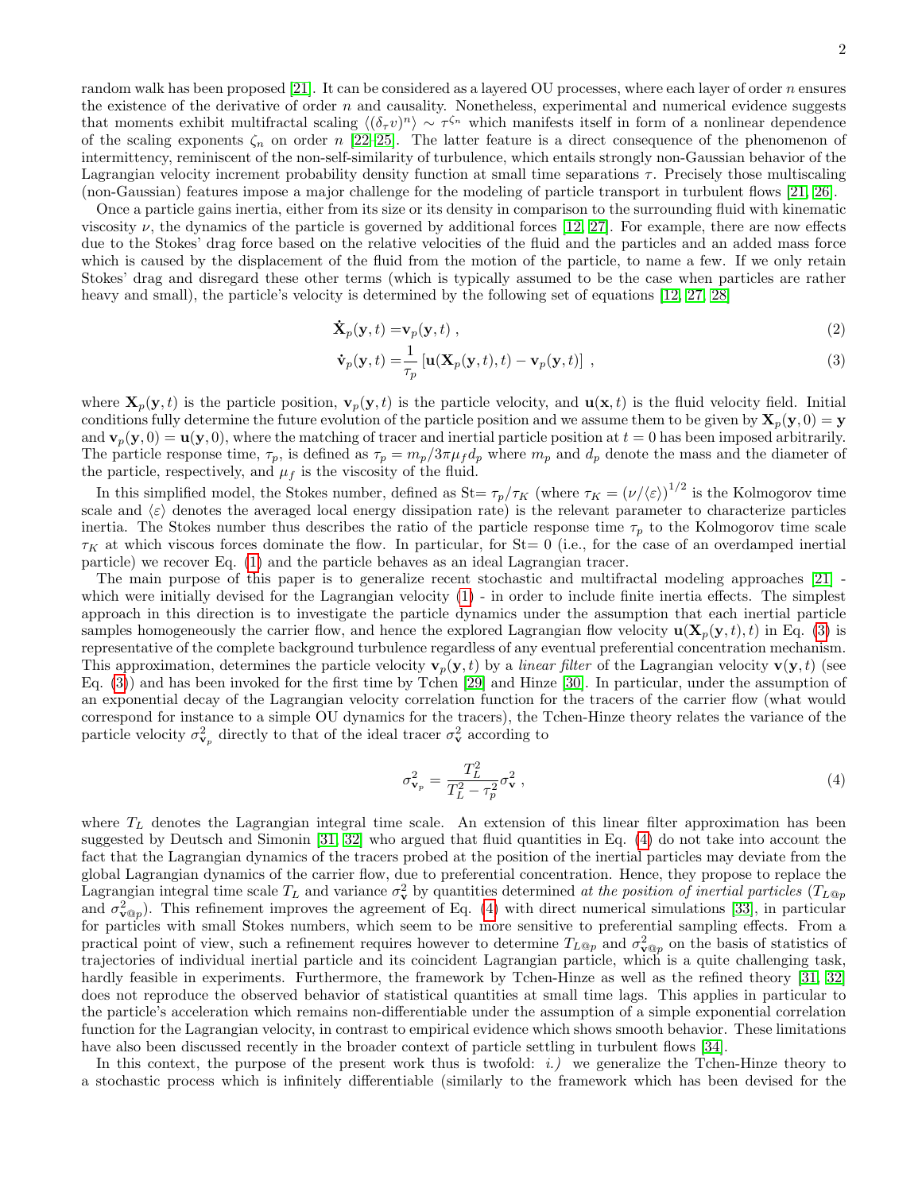random walk has been proposed [21]. It can be considered as a layered OU processes, where each layer of order $n$ ensures the existence of the derivative of order $n$ and causality. Nonetheless, experimental and numerical evidence suggests that moments exhibit multifractal scaling $\langle(\delta_\tau v)^n\rangle \sim \tau^{\zeta_n}$ which manifests itself in form of a nonlinear dependence of the scaling exponents $\zeta_n$ on order $n$ [22–25]. The latter feature is a direct consequence of the phenomenon of intermittency, reminiscent of the non-self-similarity of turbulence, which entails strongly non-Gaussian behavior of the Lagrangian velocity increment probability density function at small time separations $\tau$. Precisely those multiscaling (non-Gaussian) features impose a major challenge for the modeling of particle transport in turbulent flows [21, 26].

Once a particle gains inertia, either from its size or its density in comparison to the surrounding fluid with kinematic viscosity $\nu$, the dynamics of the particle is governed by additional forces [12, 27]. For example, there are now effects due to the Stokes' drag force based on the relative velocities of the fluid and the particles and an added mass force which is caused by the displacement of the fluid from the motion of the particle, to name a few. If we only retain Stokes' drag and disregard these other terms (which is typically assumed to be the case when particles are rather heavy and small), the particle's velocity is determined by the following set of equations [12, 27, 28]

$$\dot{\mathbf{X}}_p(\mathbf{y},t) = \mathbf{v}_p(\mathbf{y},t)\,, \tag{2}$$

$$\dot{\mathbf{v}}_p(\mathbf{y},t) = \frac{1}{\tau_p}\left[\mathbf{u}(\mathbf{X}_p(\mathbf{y},t),t) - \mathbf{v}_p(\mathbf{y},t)\right]\,, \tag{3}$$

where $\mathbf{X}_p(\mathbf{y},t)$ is the particle position, $\mathbf{v}_p(\mathbf{y},t)$ is the particle velocity, and $\mathbf{u}(\mathbf{x},t)$ is the fluid velocity field. Initial conditions fully determine the future evolution of the particle position and we assume them to be given by $\mathbf{X}_p(\mathbf{y},0) = \mathbf{y}$ and $\mathbf{v}_p(\mathbf{y},0) = \mathbf{u}(\mathbf{y},0)$, where the matching of tracer and inertial particle position at $t=0$ has been imposed arbitrarily. The particle response time, $\tau_p$, is defined as $\tau_p = m_p/3\pi\mu_f d_p$ where $m_p$ and $d_p$ denote the mass and the diameter of the particle, respectively, and $\mu_f$ is the viscosity of the fluid.

In this simplified model, the Stokes number, defined as St$=\tau_p/\tau_K$ (where $\tau_K = (\nu/\langle\varepsilon\rangle)^{1/2}$ is the Kolmogorov time scale and $\langle\varepsilon\rangle$ denotes the averaged local energy dissipation rate) is the relevant parameter to characterize particles inertia. The Stokes number thus describes the ratio of the particle response time $\tau_p$ to the Kolmogorov time scale $\tau_K$ at which viscous forces dominate the flow. In particular, for St$=0$ (i.e., for the case of an overdamped inertial particle) we recover Eq. (1) and the particle behaves as an ideal Lagrangian tracer.

The main purpose of this paper is to generalize recent stochastic and multifractal modeling approaches [21] - which were initially devised for the Lagrangian velocity (1) - in order to include finite inertia effects. The simplest approach in this direction is to investigate the particle dynamics under the assumption that each inertial particle samples homogeneously the carrier flow, and hence the explored Lagrangian flow velocity $\mathbf{u}(\mathbf{X}_p(\mathbf{y},t),t)$ in Eq. (3) is representative of the complete background turbulence regardless of any eventual preferential concentration mechanism. This approximation, determines the particle velocity $\mathbf{v}_p(\mathbf{y},t)$ by a *linear filter* of the Lagrangian velocity $\mathbf{v}(\mathbf{y},t)$ (see Eq. (3)) and has been invoked for the first time by Tchen [29] and Hinze [30]. In particular, under the assumption of an exponential decay of the Lagrangian velocity correlation function for the tracers of the carrier flow (what would correspond for instance to a simple OU dynamics for the tracers), the Tchen-Hinze theory relates the variance of the particle velocity $\sigma^2_{\mathbf{v}_p}$ directly to that of the ideal tracer $\sigma^2_{\mathbf{v}}$ according to

$$\sigma^2_{\mathbf{v}_p} = \frac{T_L^2}{T_L^2 - \tau_p^2}\sigma^2_{\mathbf{v}}\,, \tag{4}$$

where $T_L$ denotes the Lagrangian integral time scale. An extension of this linear filter approximation has been suggested by Deutsch and Simonin [31, 32] who argued that fluid quantities in Eq. (4) do not take into account the fact that the Lagrangian dynamics of the tracers probed at the position of the inertial particles may deviate from the global Lagrangian dynamics of the carrier flow, due to preferential concentration. Hence, they propose to replace the Lagrangian integral time scale $T_L$ and variance $\sigma^2_{\mathbf{v}}$ by quantities determined *at the position of inertial particles* ($T_{L@p}$ and $\sigma^2_{\mathbf{v}@p}$). This refinement improves the agreement of Eq. (4) with direct numerical simulations [33], in particular for particles with small Stokes numbers, which seem to be more sensitive to preferential sampling effects. From a practical point of view, such a refinement requires however to determine $T_{L@p}$ and $\sigma^2_{\mathbf{v}@p}$ on the basis of statistics of trajectories of individual inertial particle and its coincident Lagrangian particle, which is a quite challenging task, hardly feasible in experiments. Furthermore, the framework by Tchen-Hinze as well as the refined theory [31, 32] does not reproduce the observed behavior of statistical quantities at small time lags. This applies in particular to the particle's acceleration which remains non-differentiable under the assumption of a simple exponential correlation function for the Lagrangian velocity, in contrast to empirical evidence which shows smooth behavior. These limitations have also been discussed recently in the broader context of particle settling in turbulent flows [34].

In this context, the purpose of the present work thus is twofold: *i.)* we generalize the Tchen-Hinze theory to a stochastic process which is infinitely differentiable (similarly to the framework which has been devised for the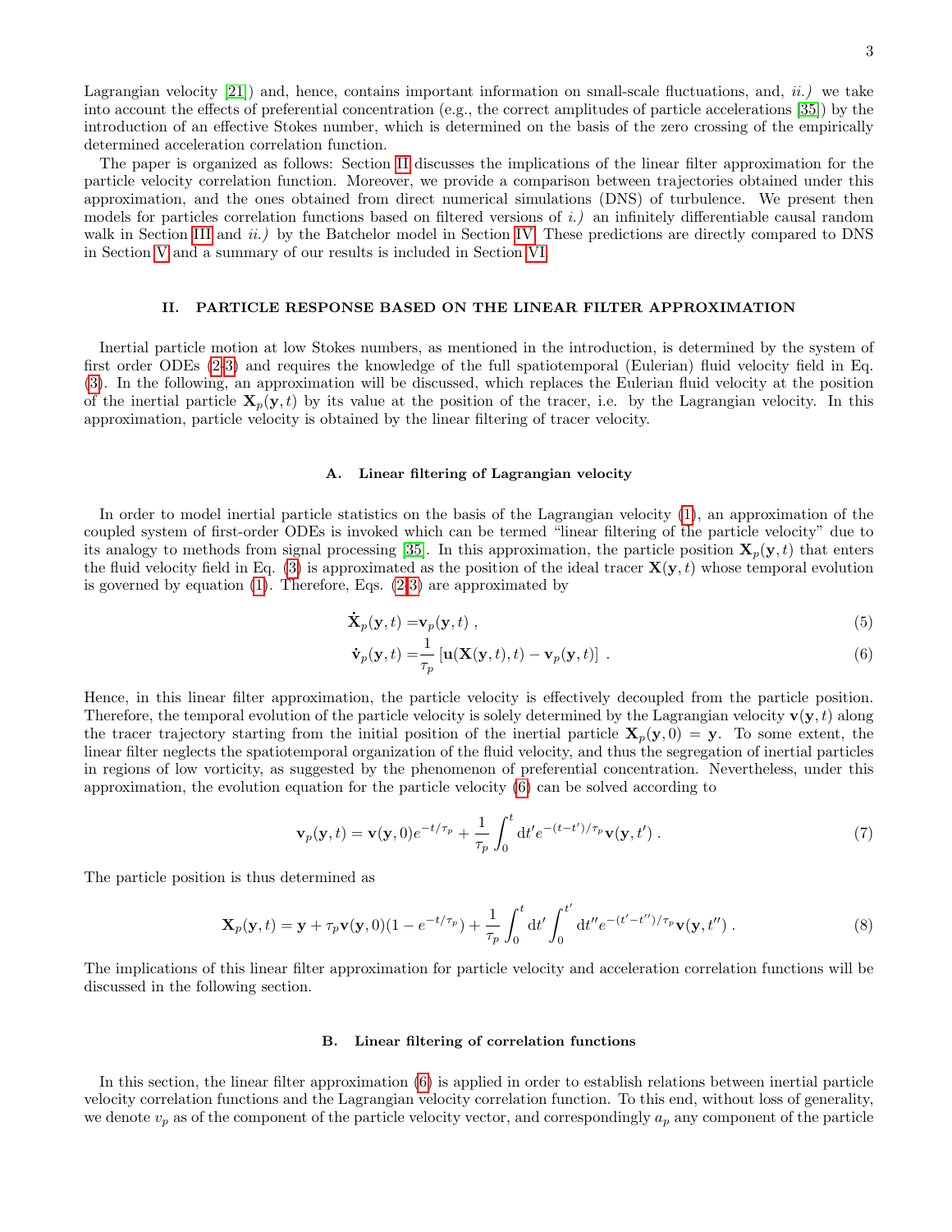Lagrangian velocity [21]) and, hence, contains important information on small-scale fluctuations, and, *ii.)* we take into account the effects of preferential concentration (e.g., the correct amplitudes of particle accelerations [35]) by the introduction of an effective Stokes number, which is determined on the basis of the zero crossing of the empirically determined acceleration correlation function.

The paper is organized as follows: Section II discusses the implications of the linear filter approximation for the particle velocity correlation function. Moreover, we provide a comparison between trajectories obtained under this approximation, and the ones obtained from direct numerical simulations (DNS) of turbulence. We present then models for particles correlation functions based on filtered versions of *i.)* an infinitely differentiable causal random walk in Section III and *ii.)* by the Batchelor model in Section IV. These predictions are directly compared to DNS in Section V and a summary of our results is included in Section VI.

## II. PARTICLE RESPONSE BASED ON THE LINEAR FILTER APPROXIMATION

Inertial particle motion at low Stokes numbers, as mentioned in the introduction, is determined by the system of first order ODEs (2-3) and requires the knowledge of the full spatiotemporal (Eulerian) fluid velocity field in Eq. (3). In the following, an approximation will be discussed, which replaces the Eulerian fluid velocity at the position of the inertial particle $\mathbf{X}_p(\mathbf{y},t)$ by its value at the position of the tracer, i.e. by the Lagrangian velocity. In this approximation, particle velocity is obtained by the linear filtering of tracer velocity.

### A. Linear filtering of Lagrangian velocity

In order to model inertial particle statistics on the basis of the Lagrangian velocity (1), an approximation of the coupled system of first-order ODEs is invoked which can be termed "linear filtering of the particle velocity" due to its analogy to methods from signal processing [35]. In this approximation, the particle position $\mathbf{X}_p(\mathbf{y},t)$ that enters the fluid velocity field in Eq. (3) is approximated as the position of the ideal tracer $\mathbf{X}(\mathbf{y},t)$ whose temporal evolution is governed by equation (1). Therefore, Eqs. (2-3) are approximated by

$$\dot{\mathbf{X}}_p(\mathbf{y},t) = \mathbf{v}_p(\mathbf{y},t) \,, \tag{5}$$

$$\dot{\mathbf{v}}_p(\mathbf{y},t) = \frac{1}{\tau_p}\left[\mathbf{u}(\mathbf{X}(\mathbf{y},t),t) - \mathbf{v}_p(\mathbf{y},t)\right] \,. \tag{6}$$

Hence, in this linear filter approximation, the particle velocity is effectively decoupled from the particle position. Therefore, the temporal evolution of the particle velocity is solely determined by the Lagrangian velocity $\mathbf{v}(\mathbf{y},t)$ along the tracer trajectory starting from the initial position of the inertial particle $\mathbf{X}_p(\mathbf{y},0) = \mathbf{y}$. To some extent, the linear filter neglects the spatiotemporal organization of the fluid velocity, and thus the segregation of inertial particles in regions of low vorticity, as suggested by the phenomenon of preferential concentration. Nevertheless, under this approximation, the evolution equation for the particle velocity (6) can be solved according to

$$\mathbf{v}_p(\mathbf{y},t) = \mathbf{v}(\mathbf{y},0)e^{-t/\tau_p} + \frac{1}{\tau_p}\int_0^t \mathrm{d}t' e^{-(t-t')/\tau_p}\mathbf{v}(\mathbf{y},t') \,. \tag{7}$$

The particle position is thus determined as

$$\mathbf{X}_p(\mathbf{y},t) = \mathbf{y} + \tau_p \mathbf{v}(\mathbf{y},0)(1-e^{-t/\tau_p}) + \frac{1}{\tau_p}\int_0^t \mathrm{d}t' \int_0^{t'} \mathrm{d}t'' e^{-(t'-t'')/\tau_p}\mathbf{v}(\mathbf{y},t'') \,. \tag{8}$$

The implications of this linear filter approximation for particle velocity and acceleration correlation functions will be discussed in the following section.

### B. Linear filtering of correlation functions

In this section, the linear filter approximation (6) is applied in order to establish relations between inertial particle velocity correlation functions and the Lagrangian velocity correlation function. To this end, without loss of generality, we denote $v_p$ as of the component of the particle velocity vector, and correspondingly $a_p$ any component of the particle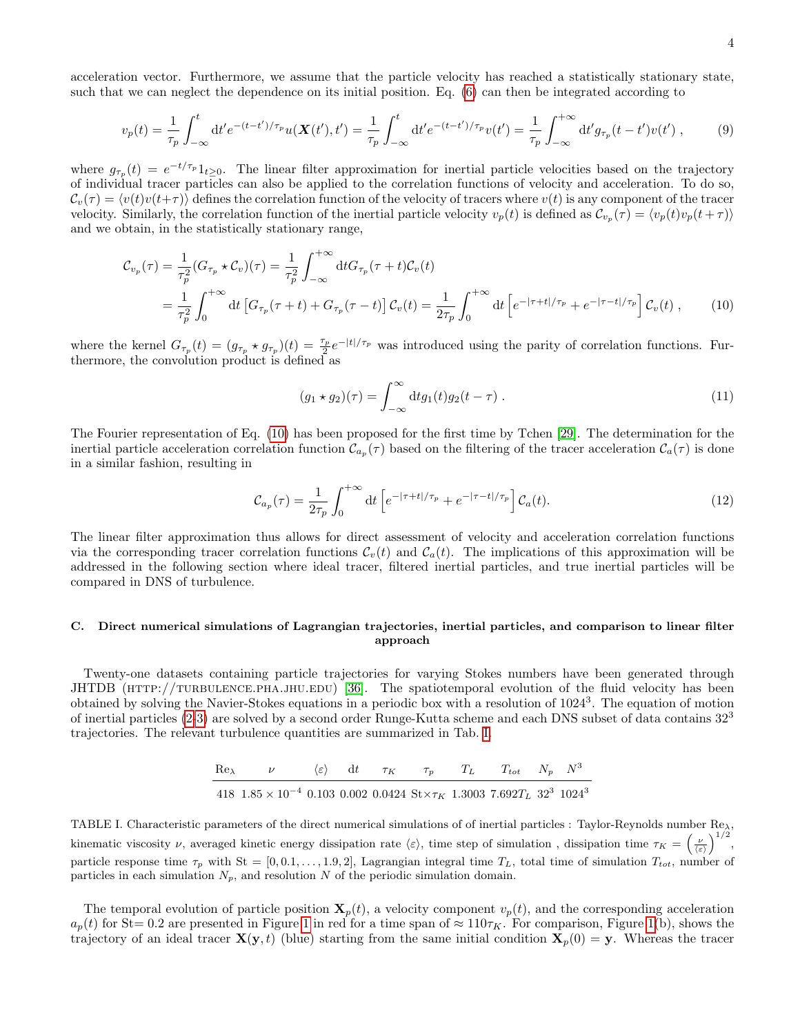acceleration vector. Furthermore, we assume that the particle velocity has reached a statistically stationary state, such that we can neglect the dependence on its initial position. Eq. (6) can then be integrated according to

$$v_p(t) = \frac{1}{\tau_p}\int_{-\infty}^{t} \mathrm{d}t' e^{-(t-t')/\tau_p} u(\boldsymbol{X}(t'),t') = \frac{1}{\tau_p}\int_{-\infty}^{t} \mathrm{d}t' e^{-(t-t')/\tau_p} v(t') = \frac{1}{\tau_p}\int_{-\infty}^{+\infty} \mathrm{d}t' g_{\tau_p}(t-t') v(t') \,, \tag{9}$$

where $g_{\tau_p}(t) = e^{-t/\tau_p}1_{t\geq 0}$. The linear filter approximation for inertial particle velocities based on the trajectory of individual tracer particles can also be applied to the correlation functions of velocity and acceleration. To do so, $\mathcal{C}_v(\tau) = \langle v(t)v(t+\tau)\rangle$ defines the correlation function of the velocity of tracers where $v(t)$ is any component of the tracer velocity. Similarly, the correlation function of the inertial particle velocity $v_p(t)$ is defined as $\mathcal{C}_{v_p}(\tau) = \langle v_p(t)v_p(t+\tau)\rangle$ and we obtain, in the statistically stationary range,

$$\begin{aligned}
\mathcal{C}_{v_p}(\tau) &= \frac{1}{\tau_p^2}(G_{\tau_p} \star \mathcal{C}_v)(\tau) = \frac{1}{\tau_p^2}\int_{-\infty}^{+\infty} \mathrm{d}t G_{\tau_p}(\tau+t)\mathcal{C}_v(t) \\
&= \frac{1}{\tau_p^2}\int_{0}^{+\infty} \mathrm{d}t \left[G_{\tau_p}(\tau+t) + G_{\tau_p}(\tau-t)\right]\mathcal{C}_v(t) = \frac{1}{2\tau_p}\int_{0}^{+\infty} \mathrm{d}t \left[e^{-|\tau+t|/\tau_p} + e^{-|\tau-t|/\tau_p}\right]\mathcal{C}_v(t) \,,
\end{aligned} \tag{10}$$

where the kernel $G_{\tau_p}(t) = (g_{\tau_p} \star g_{\tau_p})(t) = \frac{\tau_p}{2}e^{-|t|/\tau_p}$ was introduced using the parity of correlation functions. Furthermore, the convolution product is defined as

$$(g_1 \star g_2)(\tau) = \int_{-\infty}^{\infty} \mathrm{d}t g_1(t) g_2(t-\tau) \,. \tag{11}$$

The Fourier representation of Eq. (10) has been proposed for the first time by Tchen [29]. The determination for the inertial particle acceleration correlation function $\mathcal{C}_{a_p}(\tau)$ based on the filtering of the tracer acceleration $\mathcal{C}_a(\tau)$ is done in a similar fashion, resulting in

$$\mathcal{C}_{a_p}(\tau) = \frac{1}{2\tau_p}\int_{0}^{+\infty} \mathrm{d}t \left[e^{-|\tau+t|/\tau_p} + e^{-|\tau-t|/\tau_p}\right]\mathcal{C}_a(t). \tag{12}$$

The linear filter approximation thus allows for direct assessment of velocity and acceleration correlation functions via the corresponding tracer correlation functions $\mathcal{C}_v(t)$ and $\mathcal{C}_a(t)$. The implications of this approximation will be addressed in the following section where ideal tracer, filtered inertial particles, and true inertial particles will be compared in DNS of turbulence.

### C. Direct numerical simulations of Lagrangian trajectories, inertial particles, and comparison to linear filter approach

Twenty-one datasets containing particle trajectories for varying Stokes numbers have been generated through JHTDB (HTTP://TURBULENCE.PHA.JHU.EDU) [36]. The spatiotemporal evolution of the fluid velocity has been obtained by solving the Navier-Stokes equations in a periodic box with a resolution of $1024^3$. The equation of motion of inertial particles (2-3) are solved by a second order Runge-Kutta scheme and each DNS subset of data contains $32^3$ trajectories. The relevant turbulence quantities are summarized in Tab. I.

| $\mathrm{Re}_\lambda$ | $\nu$ | $\langle\varepsilon\rangle$ | dt | $\tau_K$ | $\tau_p$ | $T_L$ | $T_{tot}$ | $N_p$ | $N^3$ |
|---|---|---|---|---|---|---|---|---|---|
| 418 | $1.85\times 10^{-4}$ | 0.103 | 0.002 | 0.0424 | St$\times\tau_K$ | 1.3003 | $7.692T_L$ | $32^3$ | $1024^3$ |

TABLE I. Characteristic parameters of the direct numerical simulations of of inertial particles : Taylor-Reynolds number $\mathrm{Re}_\lambda$, kinematic viscosity $\nu$, averaged kinetic energy dissipation rate $\langle\varepsilon\rangle$, time step of simulation , dissipation time $\tau_K = \left(\frac{\nu}{\langle\varepsilon\rangle}\right)^{1/2}$, particle response time $\tau_p$ with St $= [0, 0.1, \ldots, 1.9, 2]$, Lagrangian integral time $T_L$, total time of simulation $T_{tot}$, number of particles in each simulation $N_p$, and resolution $N$ of the periodic simulation domain.

The temporal evolution of particle position $\mathbf{X}_p(t)$, a velocity component $v_p(t)$, and the corresponding acceleration $a_p(t)$ for St= 0.2 are presented in Figure 1 in red for a time span of $\approx 110\tau_K$. For comparison, Figure 1(b), shows the trajectory of an ideal tracer $\mathbf{X}(\mathbf{y}, t)$ (blue) starting from the same initial condition $\mathbf{X}_p(0) = \mathbf{y}$. Whereas the tracer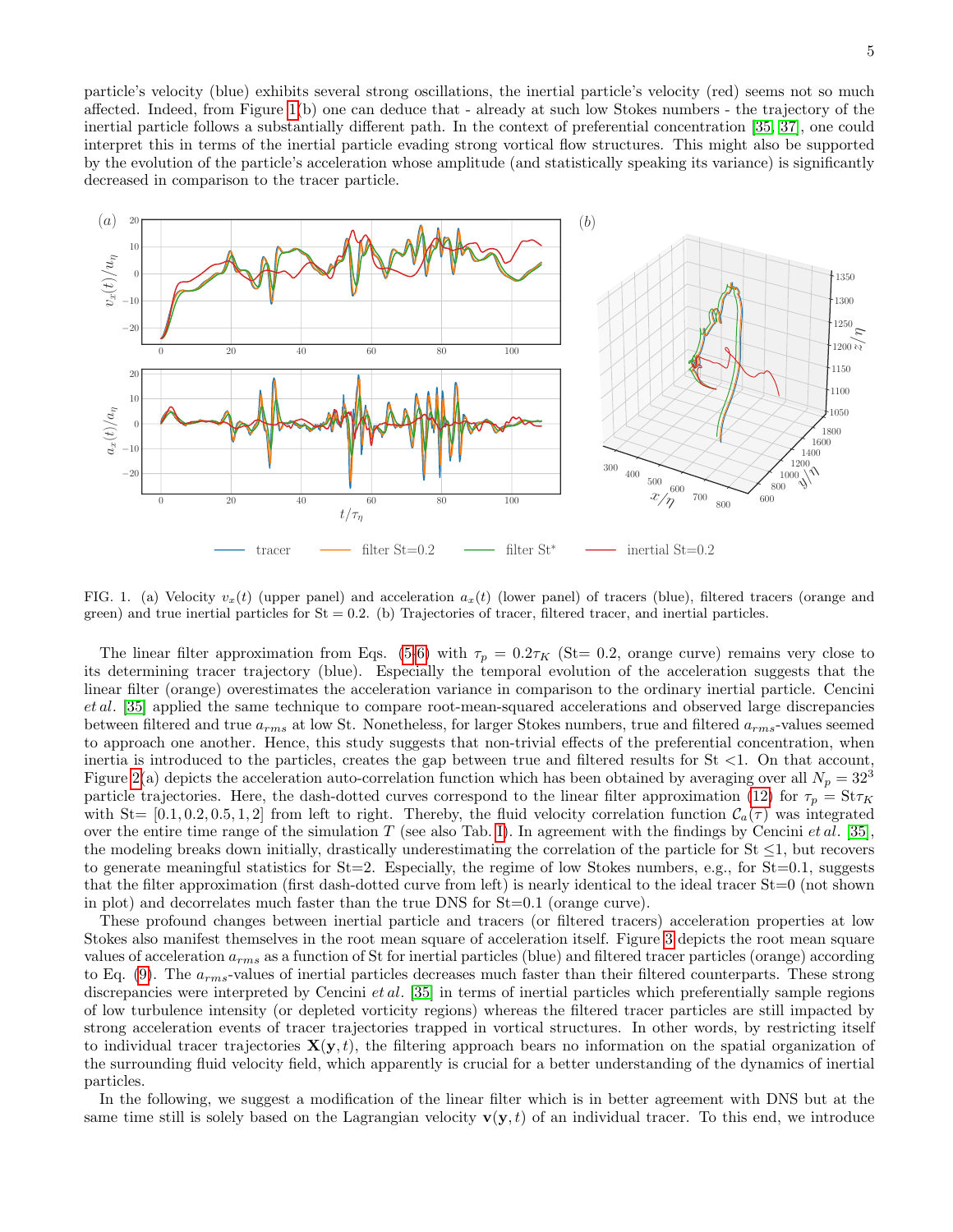particle's velocity (blue) exhibits several strong oscillations, the inertial particle's velocity (red) seems not so much affected. Indeed, from Figure 1(b) one can deduce that - already at such low Stokes numbers - the trajectory of the inertial particle follows a substantially different path. In the context of preferential concentration [35, 37], one could interpret this in terms of the inertial particle evading strong vortical flow structures. This might also be supported by the evolution of the particle's acceleration whose amplitude (and statistically speaking its variance) is significantly decreased in comparison to the tracer particle.

FIG. 1. (a) Velocity $v_x(t)$ (upper panel) and acceleration $a_x(t)$ (lower panel) of tracers (blue), filtered tracers (orange and green) and true inertial particles for St = 0.2. (b) Trajectories of tracer, filtered tracer, and inertial particles.

The linear filter approximation from Eqs. (5-6) with $\tau_p = 0.2\tau_K$ (St= 0.2, orange curve) remains very close to its determining tracer trajectory (blue). Especially the temporal evolution of the acceleration suggests that the linear filter (orange) overestimates the acceleration variance in comparison to the ordinary inertial particle. Cencini *et al.* [35] applied the same technique to compare root-mean-squared accelerations and observed large discrepancies between filtered and true $a_{rms}$ at low St. Nonetheless, for larger Stokes numbers, true and filtered $a_{rms}$-values seemed to approach one another. Hence, this study suggests that non-trivial effects of the preferential concentration, when inertia is introduced to the particles, creates the gap between true and filtered results for St <1. On that account, Figure 2(a) depicts the acceleration auto-correlation function which has been obtained by averaging over all $N_p = 32^3$ particle trajectories. Here, the dash-dotted curves correspond to the linear filter approximation (12) for $\tau_p = \mathrm{St}\tau_K$ with St= [0.1, 0.2, 0.5, 1, 2] from left to right. Thereby, the fluid velocity correlation function $\mathcal{C}_a(\tau)$ was integrated over the entire time range of the simulation $T$ (see also Tab. I). In agreement with the findings by Cencini *et al.* [35], the modeling breaks down initially, drastically underestimating the correlation of the particle for St ≤1, but recovers to generate meaningful statistics for St=2. Especially, the regime of low Stokes numbers, e.g., for St=0.1, suggests that the filter approximation (first dash-dotted curve from left) is nearly identical to the ideal tracer St=0 (not shown in plot) and decorrelates much faster than the true DNS for St=0.1 (orange curve).

These profound changes between inertial particle and tracers (or filtered tracers) acceleration properties at low Stokes also manifest themselves in the root mean square of acceleration itself. Figure 3 depicts the root mean square values of acceleration $a_{rms}$ as a function of St for inertial particles (blue) and filtered tracer particles (orange) according to Eq. (9). The $a_{rms}$-values of inertial particles decreases much faster than their filtered counterparts. These strong discrepancies were interpreted by Cencini *et al.* [35] in terms of inertial particles which preferentially sample regions of low turbulence intensity (or depleted vorticity regions) whereas the filtered tracer particles are still impacted by strong acceleration events of tracer trajectories trapped in vortical structures. In other words, by restricting itself to individual tracer trajectories $\mathbf{X}(\mathbf{y}, t)$, the filtering approach bears no information on the spatial organization of the surrounding fluid velocity field, which apparently is crucial for a better understanding of the dynamics of inertial particles.

In the following, we suggest a modification of the linear filter which is in better agreement with DNS but at the same time still is solely based on the Lagrangian velocity $\mathbf{v}(\mathbf{y}, t)$ of an individual tracer. To this end, we introduce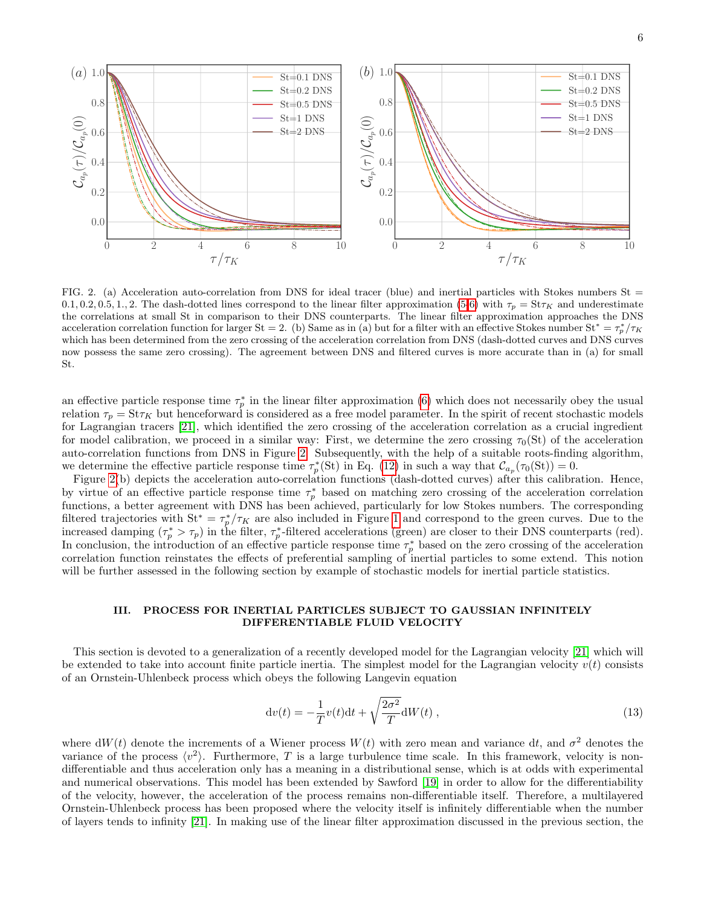FIG. 2. (a) Acceleration auto-correlation from DNS for ideal tracer (blue) and inertial particles with Stokes numbers $\mathrm{St} = 0.1, 0.2, 0.5, 1., 2$. The dash-dotted lines correspond to the linear filter approximation (5-6) with $\tau_p = \mathrm{St}\tau_K$ and underestimate the correlations at small St in comparison to their DNS counterparts. The linear filter approximation approaches the DNS acceleration correlation function for larger $\mathrm{St} = 2$. (b) Same as in (a) but for a filter with an effective Stokes number $\mathrm{St}^* = \tau_p^*/\tau_K$ which has been determined from the zero crossing of the acceleration correlation from DNS (dash-dotted curves and DNS curves now possess the same zero crossing). The agreement between DNS and filtered curves is more accurate than in (a) for small St.

an effective particle response time $\tau_p^*$ in the linear filter approximation (6) which does not necessarily obey the usual relation $\tau_p = \mathrm{St}\tau_K$ but henceforward is considered as a free model parameter. In the spirit of recent stochastic models for Lagrangian tracers [21], which identified the zero crossing of the acceleration correlation as a crucial ingredient for model calibration, we proceed in a similar way: First, we determine the zero crossing $\tau_0(\mathrm{St})$ of the acceleration auto-correlation functions from DNS in Figure 2. Subsequently, with the help of a suitable roots-finding algorithm, we determine the effective particle response time $\tau_p^*(\mathrm{St})$ in Eq. (12) in such a way that $\mathcal{C}_{a_p}(\tau_0(\mathrm{St})) = 0$.

Figure 2(b) depicts the acceleration auto-correlation functions (dash-dotted curves) after this calibration. Hence, by virtue of an effective particle response time $\tau_p^*$ based on matching zero crossing of the acceleration correlation functions, a better agreement with DNS has been achieved, particularly for low Stokes numbers. The corresponding filtered trajectories with $\mathrm{St}^* = \tau_p^*/\tau_K$ are also included in Figure 1 and correspond to the green curves. Due to the increased damping ($\tau_p^* > \tau_p$) in the filter, $\tau_p^*$-filtered accelerations (green) are closer to their DNS counterparts (red). In conclusion, the introduction of an effective particle response time $\tau_p^*$ based on the zero crossing of the acceleration correlation function reinstates the effects of preferential sampling of inertial particles to some extend. This notion will be further assessed in the following section by example of stochastic models for inertial particle statistics.

## III. PROCESS FOR INERTIAL PARTICLES SUBJECT TO GAUSSIAN INFINITELY DIFFERENTIABLE FLUID VELOCITY

This section is devoted to a generalization of a recently developed model for the Lagrangian velocity [21] which will be extended to take into account finite particle inertia. The simplest model for the Lagrangian velocity $v(t)$ consists of an Ornstein-Uhlenbeck process which obeys the following Langevin equation

$$
\mathrm{d}v(t) = -\frac{1}{T}v(t)\mathrm{d}t + \sqrt{\frac{2\sigma^2}{T}}\mathrm{d}W(t)\,, \tag{13}
$$

where $\mathrm{d}W(t)$ denote the increments of a Wiener process $W(t)$ with zero mean and variance $\mathrm{d}t$, and $\sigma^2$ denotes the variance of the process $\langle v^2 \rangle$. Furthermore, $T$ is a large turbulence time scale. In this framework, velocity is non-differentiable and thus acceleration only has a meaning in a distributional sense, which is at odds with experimental and numerical observations. This model has been extended by Sawford [19] in order to allow for the differentiability of the velocity, however, the acceleration of the process remains non-differentiable itself. Therefore, a multilayered Ornstein-Uhlenbeck process has been proposed where the velocity itself is infinitely differentiable when the number of layers tends to infinity [21]. In making use of the linear filter approximation discussed in the previous section, the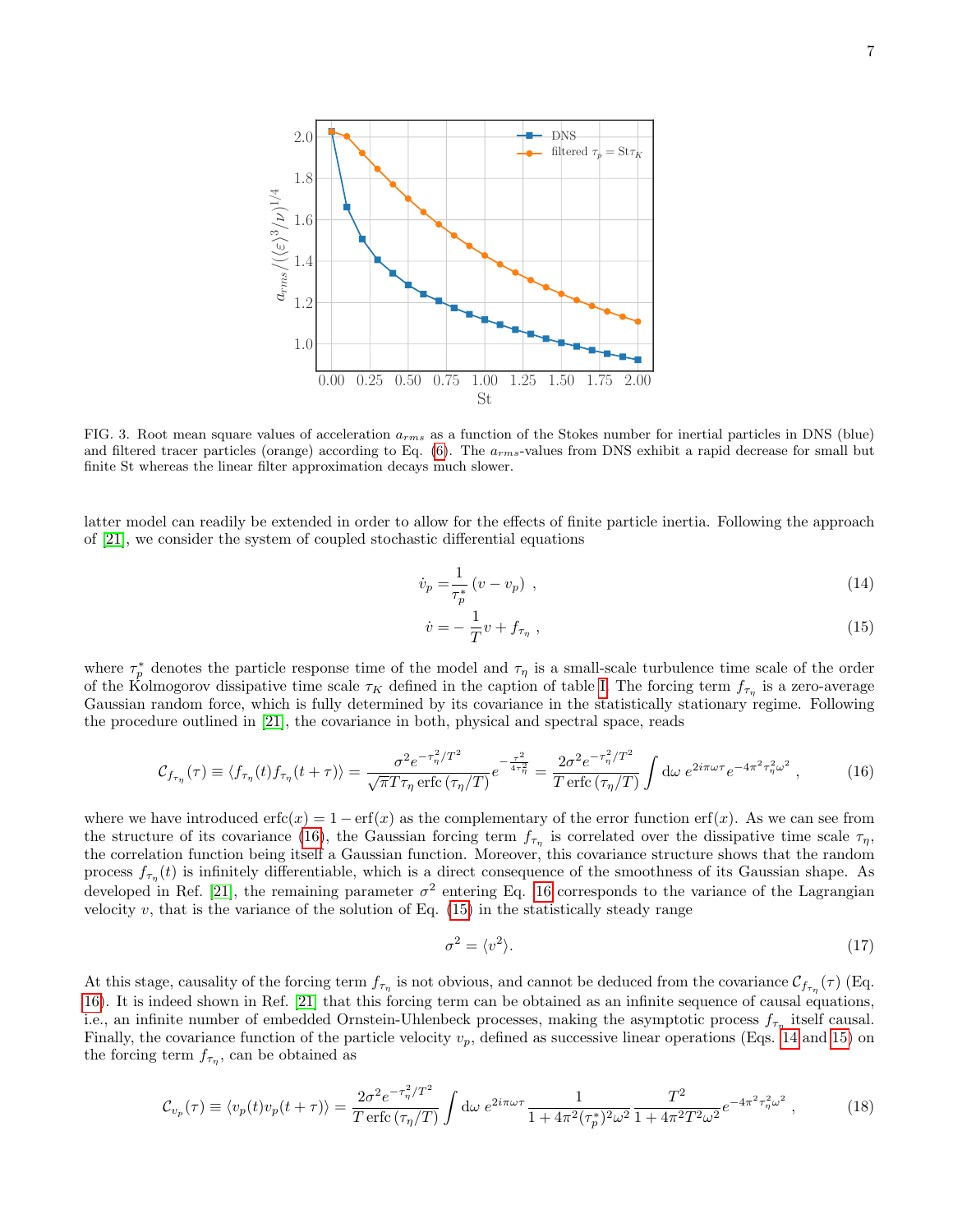FIG. 3. Root mean square values of acceleration $a_{rms}$ as a function of the Stokes number for inertial particles in DNS (blue) and filtered tracer particles (orange) according to Eq. (6). The $a_{rms}$-values from DNS exhibit a rapid decrease for small but finite St whereas the linear filter approximation decays much slower.

latter model can readily be extended in order to allow for the effects of finite particle inertia. Following the approach of [21], we consider the system of coupled stochastic differential equations

$$\dot{v}_p = \frac{1}{\tau_p^*}\left(v - v_p\right) \ , \tag{14}$$

$$\dot{v} = -\frac{1}{T} v + f_{\tau_\eta} \ , \tag{15}$$

where $\tau_p^*$ denotes the particle response time of the model and $\tau_\eta$ is a small-scale turbulence time scale of the order of the Kolmogorov dissipative time scale $\tau_K$ defined in the caption of table I. The forcing term $f_{\tau_\eta}$ is a zero-average Gaussian random force, which is fully determined by its covariance in the statistically stationary regime. Following the procedure outlined in [21], the covariance in both, physical and spectral space, reads

$$\mathcal{C}_{f_{\tau_\eta}}(\tau) \equiv \langle f_{\tau_\eta}(t) f_{\tau_\eta}(t+\tau)\rangle = \frac{\sigma^2 e^{-\tau_\eta^2/T^2}}{\sqrt{\pi} T \tau_\eta \operatorname{erfc}\left(\tau_\eta/T\right)} e^{-\frac{\tau^2}{4\tau_\eta^2}} = \frac{2\sigma^2 e^{-\tau_\eta^2/T^2}}{T \operatorname{erfc}\left(\tau_\eta/T\right)} \int \mathrm{d}\omega \ e^{2i\pi\omega\tau} e^{-4\pi^2\tau_\eta^2\omega^2} \ , \tag{16}$$

where we have introduced $\operatorname{erfc}(x) = 1 - \operatorname{erf}(x)$ as the complementary of the error function $\operatorname{erf}(x)$. As we can see from the structure of its covariance (16), the Gaussian forcing term $f_{\tau_\eta}$ is correlated over the dissipative time scale $\tau_\eta$, the correlation function being itself a Gaussian function. Moreover, this covariance structure shows that the random process $f_{\tau_\eta}(t)$ is infinitely differentiable, which is a direct consequence of the smoothness of its Gaussian shape. As developed in Ref. [21], the remaining parameter $\sigma^2$ entering Eq. 16 corresponds to the variance of the Lagrangian velocity $v$, that is the variance of the solution of Eq. (15) in the statistically steady range

$$\sigma^2 = \langle v^2 \rangle. \tag{17}$$

At this stage, causality of the forcing term $f_{\tau_\eta}$ is not obvious, and cannot be deduced from the covariance $\mathcal{C}_{f_{\tau_\eta}}(\tau)$ (Eq. 16). It is indeed shown in Ref. [21] that this forcing term can be obtained as an infinite sequence of causal equations, i.e., an infinite number of embedded Ornstein-Uhlenbeck processes, making the asymptotic process $f_{\tau_\eta}$ itself causal. Finally, the covariance function of the particle velocity $v_p$, defined as successive linear operations (Eqs. 14 and 15) on the forcing term $f_{\tau_\eta}$, can be obtained as

$$\mathcal{C}_{v_p}(\tau) \equiv \langle v_p(t) v_p(t+\tau)\rangle = \frac{2\sigma^2 e^{-\tau_\eta^2/T^2}}{T \operatorname{erfc}\left(\tau_\eta/T\right)} \int \mathrm{d}\omega \ e^{2i\pi\omega\tau} \frac{1}{1 + 4\pi^2(\tau_p^*)^2\omega^2} \frac{T^2}{1 + 4\pi^2 T^2 \omega^2} e^{-4\pi^2\tau_\eta^2\omega^2} \ , \tag{18}$$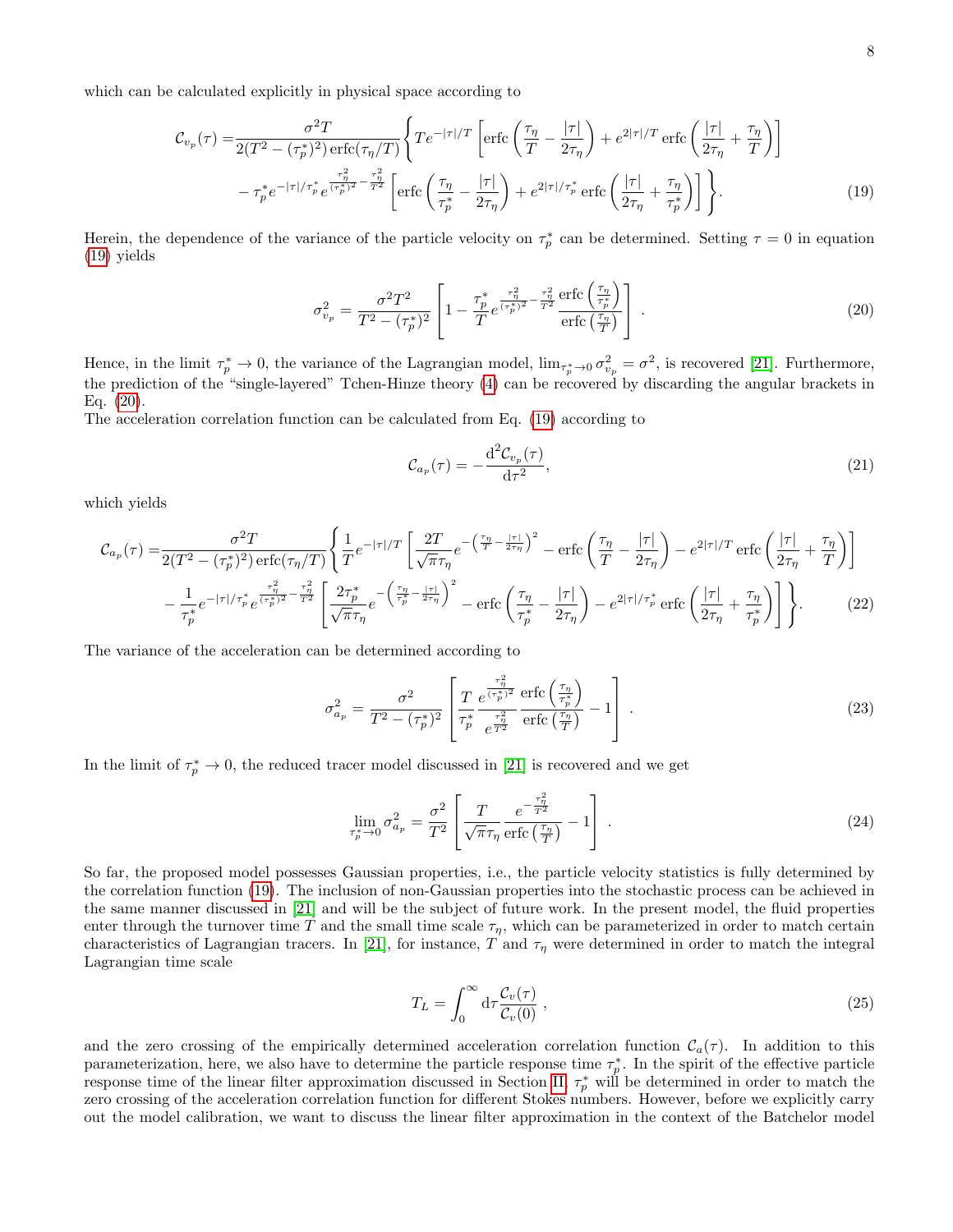which can be calculated explicitly in physical space according to

$$\mathcal{C}_{v_p}(\tau) = \frac{\sigma^2 T}{2(T^2 - (\tau_p^*)^2)\,\mathrm{erfc}(\tau_\eta/T)} \Bigg\{ T e^{-|\tau|/T} \left[ \mathrm{erfc}\left(\frac{\tau_\eta}{T} - \frac{|\tau|}{2\tau_\eta}\right) + e^{2|\tau|/T}\,\mathrm{erfc}\left(\frac{|\tau|}{2\tau_\eta} + \frac{\tau_\eta}{T}\right)\right]$$
$$- \tau_p^* e^{-|\tau|/\tau_p^*} e^{\frac{\tau_\eta^2}{(\tau_p^*)^2} - \frac{\tau_\eta^2}{T^2}} \left[ \mathrm{erfc}\left(\frac{\tau_\eta}{\tau_p^*} - \frac{|\tau|}{2\tau_\eta}\right) + e^{2|\tau|/\tau_p^*}\,\mathrm{erfc}\left(\frac{|\tau|}{2\tau_\eta} + \frac{\tau_\eta}{\tau_p^*}\right)\right] \Bigg\}. \tag{19}$$

Herein, the dependence of the variance of the particle velocity on $\tau_p^*$ can be determined. Setting $\tau = 0$ in equation (19) yields

$$\sigma_{v_p}^2 = \frac{\sigma^2 T^2}{T^2 - (\tau_p^*)^2} \left[ 1 - \frac{\tau_p^*}{T} e^{\frac{\tau_\eta^2}{(\tau_p^*)^2} - \frac{\tau_\eta^2}{T^2}} \frac{\mathrm{erfc}\left(\frac{\tau_\eta}{\tau_p^*}\right)}{\mathrm{erfc}\left(\frac{\tau_\eta}{T}\right)} \right] . \tag{20}$$

Hence, in the limit $\tau_p^* \to 0$, the variance of the Lagrangian model, $\lim_{\tau_p^* \to 0} \sigma_{v_p}^2 = \sigma^2$, is recovered [21]. Furthermore, the prediction of the "single-layered" Tchen-Hinze theory (4) can be recovered by discarding the angular brackets in Eq. (20).

The acceleration correlation function can be calculated from Eq. (19) according to

$$\mathcal{C}_{a_p}(\tau) = -\frac{\mathrm{d}^2 \mathcal{C}_{v_p}(\tau)}{\mathrm{d}\tau^2}, \tag{21}$$

which yields

$$\mathcal{C}_{a_p}(\tau) = \frac{\sigma^2 T}{2(T^2 - (\tau_p^*)^2)\,\mathrm{erfc}(\tau_\eta/T)} \Bigg\{ \frac{1}{T} e^{-|\tau|/T} \left[ \frac{2T}{\sqrt{\pi}\tau_\eta} e^{-\left(\frac{\tau_\eta}{T} - \frac{|\tau|}{2\tau_\eta}\right)^2} - \mathrm{erfc}\left(\frac{\tau_\eta}{T} - \frac{|\tau|}{2\tau_\eta}\right) - e^{2|\tau|/T}\,\mathrm{erfc}\left(\frac{|\tau|}{2\tau_\eta} + \frac{\tau_\eta}{T}\right)\right]$$
$$- \frac{1}{\tau_p^*} e^{-|\tau|/\tau_p^*} e^{\frac{\tau_\eta^2}{(\tau_p^*)^2} - \frac{\tau_\eta^2}{T^2}} \left[ \frac{2\tau_p^*}{\sqrt{\pi}\tau_\eta} e^{-\left(\frac{\tau_\eta}{\tau_p^*} - \frac{|\tau|}{2\tau_\eta}\right)^2} - \mathrm{erfc}\left(\frac{\tau_\eta}{\tau_p^*} - \frac{|\tau|}{2\tau_\eta}\right) - e^{2|\tau|/\tau_p^*}\,\mathrm{erfc}\left(\frac{|\tau|}{2\tau_\eta} + \frac{\tau_\eta}{\tau_p^*}\right)\right] \Bigg\}. \tag{22}$$

The variance of the acceleration can be determined according to

$$\sigma_{a_p}^2 = \frac{\sigma^2}{T^2 - (\tau_p^*)^2} \left[ \frac{T}{\tau_p^*} \frac{e^{\frac{\tau_\eta^2}{(\tau_p^*)^2}}}{e^{\frac{\tau_\eta^2}{T^2}}} \frac{\mathrm{erfc}\left(\frac{\tau_\eta}{\tau_p^*}\right)}{\mathrm{erfc}\left(\frac{\tau_\eta}{T}\right)} - 1 \right] . \tag{23}$$

In the limit of $\tau_p^* \to 0$, the reduced tracer model discussed in [21] is recovered and we get

$$\lim_{\tau_p^* \to 0} \sigma_{a_p}^2 = \frac{\sigma^2}{T^2} \left[ \frac{T}{\sqrt{\pi}\tau_\eta} \frac{e^{-\frac{\tau_\eta^2}{T^2}}}{\mathrm{erfc}\left(\frac{\tau_\eta}{T}\right)} - 1 \right] . \tag{24}$$

So far, the proposed model possesses Gaussian properties, i.e., the particle velocity statistics is fully determined by the correlation function (19). The inclusion of non-Gaussian properties into the stochastic process can be achieved in the same manner discussed in [21] and will be the subject of future work. In the present model, the fluid properties enter through the turnover time $T$ and the small time scale $\tau_\eta$, which can be parameterized in order to match certain characteristics of Lagrangian tracers. In [21], for instance, $T$ and $\tau_\eta$ were determined in order to match the integral Lagrangian time scale

$$T_L = \int_0^\infty \mathrm{d}\tau \frac{\mathcal{C}_v(\tau)}{\mathcal{C}_v(0)} , \tag{25}$$

and the zero crossing of the empirically determined acceleration correlation function $\mathcal{C}_a(\tau)$. In addition to this parameterization, here, we also have to determine the particle response time $\tau_p^*$. In the spirit of the effective particle response time of the linear filter approximation discussed in Section II, $\tau_p^*$ will be determined in order to match the zero crossing of the acceleration correlation function for different Stokes numbers. However, before we explicitly carry out the model calibration, we want to discuss the linear filter approximation in the context of the Batchelor model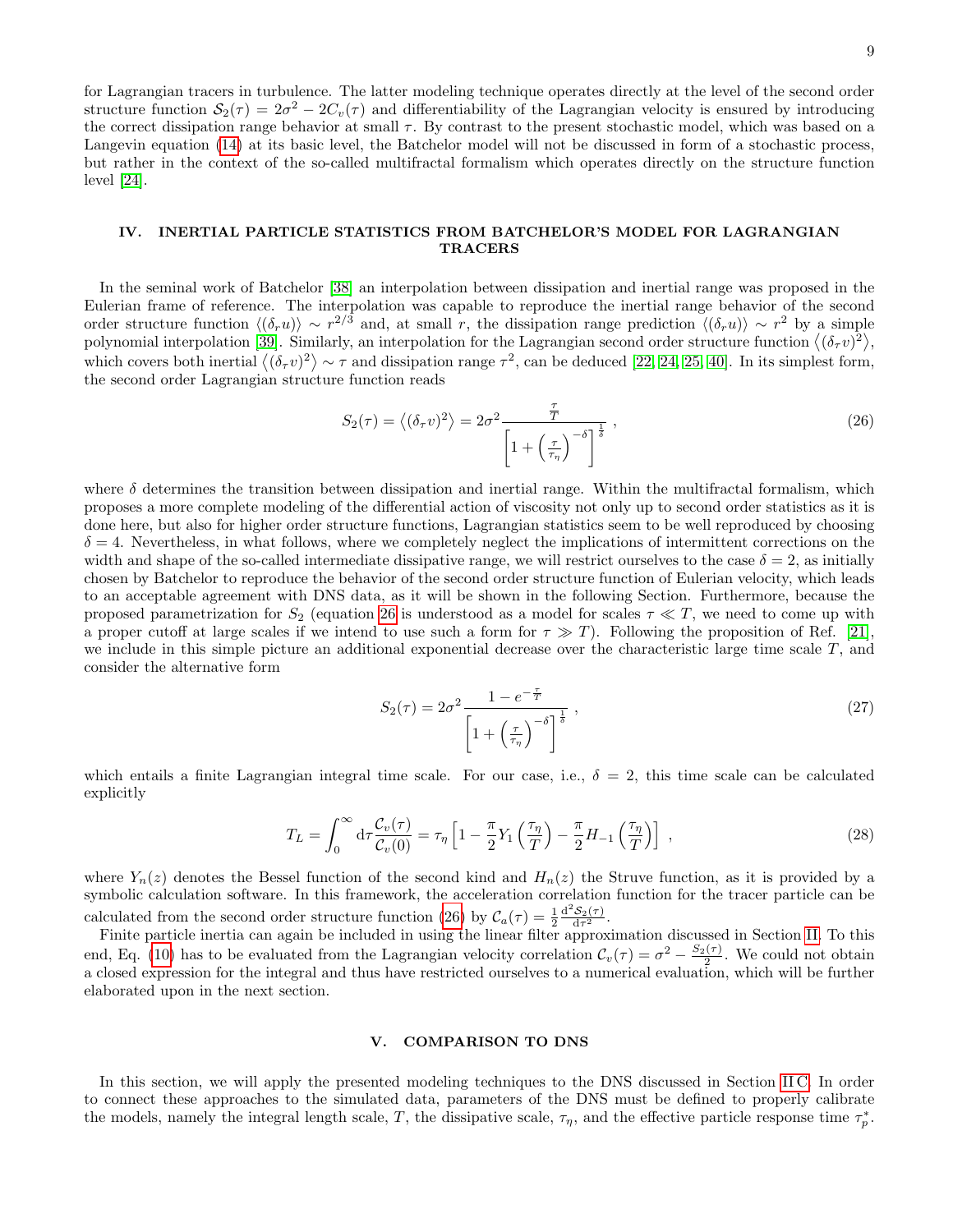for Lagrangian tracers in turbulence. The latter modeling technique operates directly at the level of the second order structure function $\mathcal{S}_2(\tau) = 2\sigma^2 - 2\mathcal{C}_v(\tau)$ and differentiability of the Lagrangian velocity is ensured by introducing the correct dissipation range behavior at small $\tau$. By contrast to the present stochastic model, which was based on a Langevin equation (14) at its basic level, the Batchelor model will not be discussed in form of a stochastic process, but rather in the context of the so-called multifractal formalism which operates directly on the structure function level [24].

## IV. INERTIAL PARTICLE STATISTICS FROM BATCHELOR'S MODEL FOR LAGRANGIAN TRACERS

In the seminal work of Batchelor [38] an interpolation between dissipation and inertial range was proposed in the Eulerian frame of reference. The interpolation was capable to reproduce the inertial range behavior of the second order structure function $\langle(\delta_r u)\rangle \sim r^{2/3}$ and, at small $r$, the dissipation range prediction $\langle(\delta_r u)\rangle \sim r^2$ by a simple polynomial interpolation [39]. Similarly, an interpolation for the Lagrangian second order structure function $\langle(\delta_\tau v)^2\rangle$, which covers both inertial $\langle(\delta_\tau v)^2\rangle \sim \tau$ and dissipation range $\tau^2$, can be deduced [22, 24, 25, 40]. In its simplest form, the second order Lagrangian structure function reads

$$S_2(\tau) = \langle(\delta_\tau v)^2\rangle = 2\sigma^2 \frac{\frac{\tau}{T}}{\left[1+\left(\frac{\tau}{\tau_\eta}\right)^{-\delta}\right]^{\frac{1}{\delta}}} \ , \tag{26}$$

where $\delta$ determines the transition between dissipation and inertial range. Within the multifractal formalism, which proposes a more complete modeling of the differential action of viscosity not only up to second order statistics as it is done here, but also for higher order structure functions, Lagrangian statistics seem to be well reproduced by choosing $\delta = 4$. Nevertheless, in what follows, where we completely neglect the implications of intermittent corrections on the width and shape of the so-called intermediate dissipative range, we will restrict ourselves to the case $\delta = 2$, as initially chosen by Batchelor to reproduce the behavior of the second order structure function of Eulerian velocity, which leads to an acceptable agreement with DNS data, as it will be shown in the following Section. Furthermore, because the proposed parametrization for $S_2$ (equation 26 is understood as a model for scales $\tau \ll T$, we need to come up with a proper cutoff at large scales if we intend to use such a form for $\tau \gg T$). Following the proposition of Ref. [21], we include in this simple picture an additional exponential decrease over the characteristic large time scale $T$, and consider the alternative form

$$S_2(\tau) = 2\sigma^2 \frac{1-e^{-\frac{\tau}{T}}}{\left[1+\left(\frac{\tau}{\tau_\eta}\right)^{-\delta}\right]^{\frac{1}{\delta}}} \ , \tag{27}$$

which entails a finite Lagrangian integral time scale. For our case, i.e., $\delta = 2$, this time scale can be calculated explicitly

$$T_L = \int_0^\infty \mathrm{d}\tau \frac{\mathcal{C}_v(\tau)}{\mathcal{C}_v(0)} = \tau_\eta \left[1 - \frac{\pi}{2} Y_1\left(\frac{\tau_\eta}{T}\right) - \frac{\pi}{2} H_{-1}\left(\frac{\tau_\eta}{T}\right)\right] \ , \tag{28}$$

where $Y_n(z)$ denotes the Bessel function of the second kind and $H_n(z)$ the Struve function, as it is provided by a symbolic calculation software. In this framework, the acceleration correlation function for the tracer particle can be calculated from the second order structure function (26) by $\mathcal{C}_a(\tau) = \frac{1}{2}\frac{\mathrm{d}^2\mathcal{S}_2(\tau)}{\mathrm{d}\tau^2}$.

Finite particle inertia can again be included in using the linear filter approximation discussed in Section II. To this end, Eq. (10) has to be evaluated from the Lagrangian velocity correlation $\mathcal{C}_v(\tau) = \sigma^2 - \frac{S_2(\tau)}{2}$. We could not obtain a closed expression for the integral and thus have restricted ourselves to a numerical evaluation, which will be further elaborated upon in the next section.

## V. COMPARISON TO DNS

In this section, we will apply the presented modeling techniques to the DNS discussed in Section II C. In order to connect these approaches to the simulated data, parameters of the DNS must be defined to properly calibrate the models, namely the integral length scale, $T$, the dissipative scale, $\tau_\eta$, and the effective particle response time $\tau_p^*$.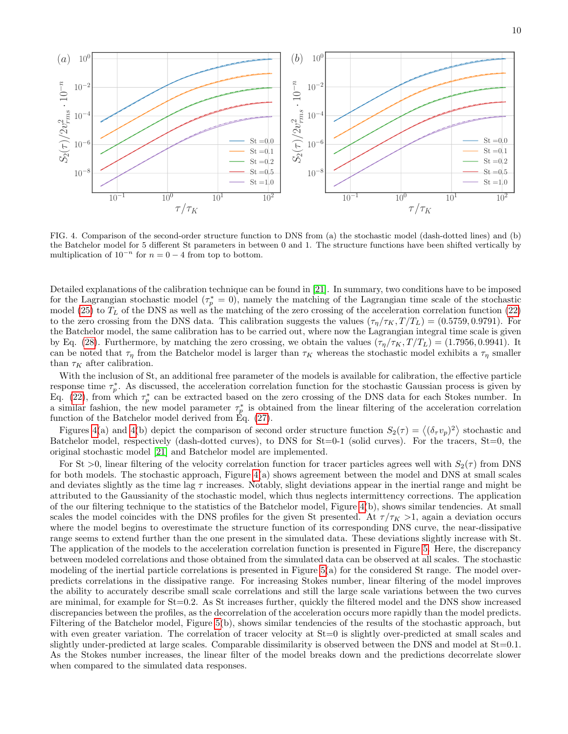FIG. 4. Comparison of the second-order structure function to DNS from (a) the stochastic model (dash-dotted lines) and (b) the Batchelor model for 5 different St parameters in between 0 and 1. The structure functions have been shifted vertically by multiplication of $10^{-n}$ for $n = 0 - 4$ from top to bottom.

Detailed explanations of the calibration technique can be found in [21]. In summary, two conditions have to be imposed for the Lagrangian stochastic model ($\tau_p^* = 0$), namely the matching of the Lagrangian time scale of the stochastic model (25) to $T_L$ of the DNS as well as the matching of the zero crossing of the acceleration correlation function (22) to the zero crossing from the DNS data. This calibration suggests the values $(\tau_\eta/\tau_K, T/T_L) = (0.5759, 0.9791)$. For the Batchelor model, the same calibration has to be carried out, where now the Lagrangian integral time scale is given by Eq. (28). Furthermore, by matching the zero crossing, we obtain the values $(\tau_\eta/\tau_K, T/T_L) = (1.7956, 0.9941)$. It can be noted that $\tau_\eta$ from the Batchelor model is larger than $\tau_K$ whereas the stochastic model exhibits a $\tau_\eta$ smaller than $\tau_K$ after calibration.

With the inclusion of St, an additional free parameter of the models is available for calibration, the effective particle response time $\tau_p^*$. As discussed, the acceleration correlation function for the stochastic Gaussian process is given by Eq. (22), from which $\tau_p^*$ can be extracted based on the zero crossing of the DNS data for each Stokes number. In a similar fashion, the new model parameter $\tau_p^*$ is obtained from the linear filtering of the acceleration correlation function of the Batchelor model derived from Eq. (27).

Figures 4(a) and 4(b) depict the comparison of second order structure function $S_2(\tau) = \langle(\delta_\tau v_p)^2\rangle$ stochastic and Batchelor model, respectively (dash-dotted curves), to DNS for St=0-1 (solid curves). For the tracers, St=0, the original stochastic model [21] and Batchelor model are implemented.

For St >0, linear filtering of the velocity correlation function for tracer particles agrees well with $S_2(\tau)$ from DNS for both models. The stochastic approach, Figure 4(a) shows agreement between the model and DNS at small scales and deviates slightly as the time lag $\tau$ increases. Notably, slight deviations appear in the inertial range and might be attributed to the Gaussianity of the stochastic model, which thus neglects intermittency corrections. The application of the our filtering technique to the statistics of the Batchelor model, Figure 4(b), shows similar tendencies. At small scales the model coincides with the DNS profiles for the given St presented. At $\tau/\tau_K > 1$, again a deviation occurs where the model begins to overestimate the structure function of its corresponding DNS curve, the near-dissipative range seems to extend further than the one present in the simulated data. These deviations slightly increase with St. The application of the models to the acceleration correlation function is presented in Figure 5. Here, the discrepancy between modeled correlations and those obtained from the simulated data can be observed at all scales. The stochastic modeling of the inertial particle correlations is presented in Figure 5(a) for the considered St range. The model overpredicts correlations in the dissipative range. For increasing Stokes number, linear filtering of the model improves the ability to accurately describe small scale correlations and still the large scale variations between the two curves are minimal, for example for St=0.2. As St increases further, quickly the filtered model and the DNS show increased discrepancies between the profiles, as the decorrelation of the acceleration occurs more rapidly than the model predicts. Filtering of the Batchelor model, Figure 5(b), shows similar tendencies of the results of the stochastic approach, but with even greater variation. The correlation of tracer velocity at St=0 is slightly over-predicted at small scales and slightly under-predicted at large scales. Comparable dissimilarity is observed between the DNS and model at St=0.1. As the Stokes number increases, the linear filter of the model breaks down and the predictions decorrelate slower when compared to the simulated data responses.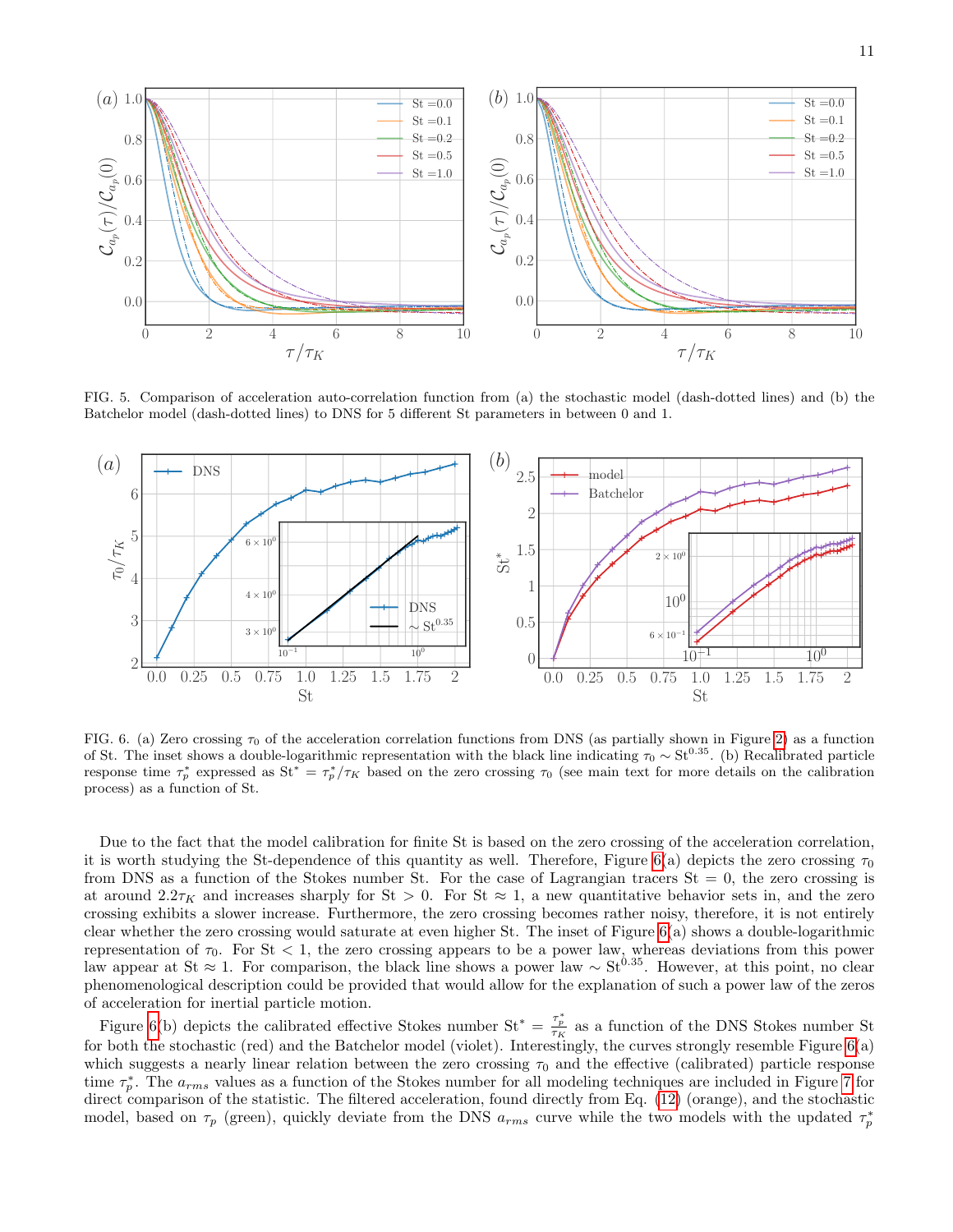FIG. 5. Comparison of acceleration auto-correlation function from (a) the stochastic model (dash-dotted lines) and (b) the Batchelor model (dash-dotted lines) to DNS for 5 different St parameters in between 0 and 1.

FIG. 6. (a) Zero crossing $\tau_0$ of the acceleration correlation functions from DNS (as partially shown in Figure 2) as a function of St. The inset shows a double-logarithmic representation with the black line indicating $\tau_0 \sim \mathrm{St}^{0.35}$. (b) Recalibrated particle response time $\tau_p^*$ expressed as $\mathrm{St}^* = \tau_p^*/\tau_K$ based on the zero crossing $\tau_0$ (see main text for more details on the calibration process) as a function of St.

Due to the fact that the model calibration for finite St is based on the zero crossing of the acceleration correlation, it is worth studying the St-dependence of this quantity as well. Therefore, Figure 6(a) depicts the zero crossing $\tau_0$ from DNS as a function of the Stokes number St. For the case of Lagrangian tracers St = 0, the zero crossing is at around $2.2\tau_K$ and increases sharply for St > 0. For St ≈ 1, a new quantitative behavior sets in, and the zero crossing exhibits a slower increase. Furthermore, the zero crossing becomes rather noisy, therefore, it is not entirely clear whether the zero crossing would saturate at even higher St. The inset of Figure 6(a) shows a double-logarithmic representation of $\tau_0$. For St < 1, the zero crossing appears to be a power law, whereas deviations from this power law appear at St ≈ 1. For comparison, the black line shows a power law $\sim \mathrm{St}^{0.35}$. However, at this point, no clear phenomenological description could be provided that would allow for the explanation of such a power law of the zeros of acceleration for inertial particle motion.

Figure 6(b) depicts the calibrated effective Stokes number $\mathrm{St}^* = \frac{\tau_p^*}{\tau_K}$ as a function of the DNS Stokes number St for both the stochastic (red) and the Batchelor model (violet). Interestingly, the curves strongly resemble Figure 6(a) which suggests a nearly linear relation between the zero crossing $\tau_0$ and the effective (calibrated) particle response time $\tau_p^*$. The $a_{rms}$ values as a function of the Stokes number for all modeling techniques are included in Figure 7 for direct comparison of the statistic. The filtered acceleration, found directly from Eq. (12) (orange), and the stochastic model, based on $\tau_p$ (green), quickly deviate from the DNS $a_{rms}$ curve while the two models with the updated $\tau_p^*$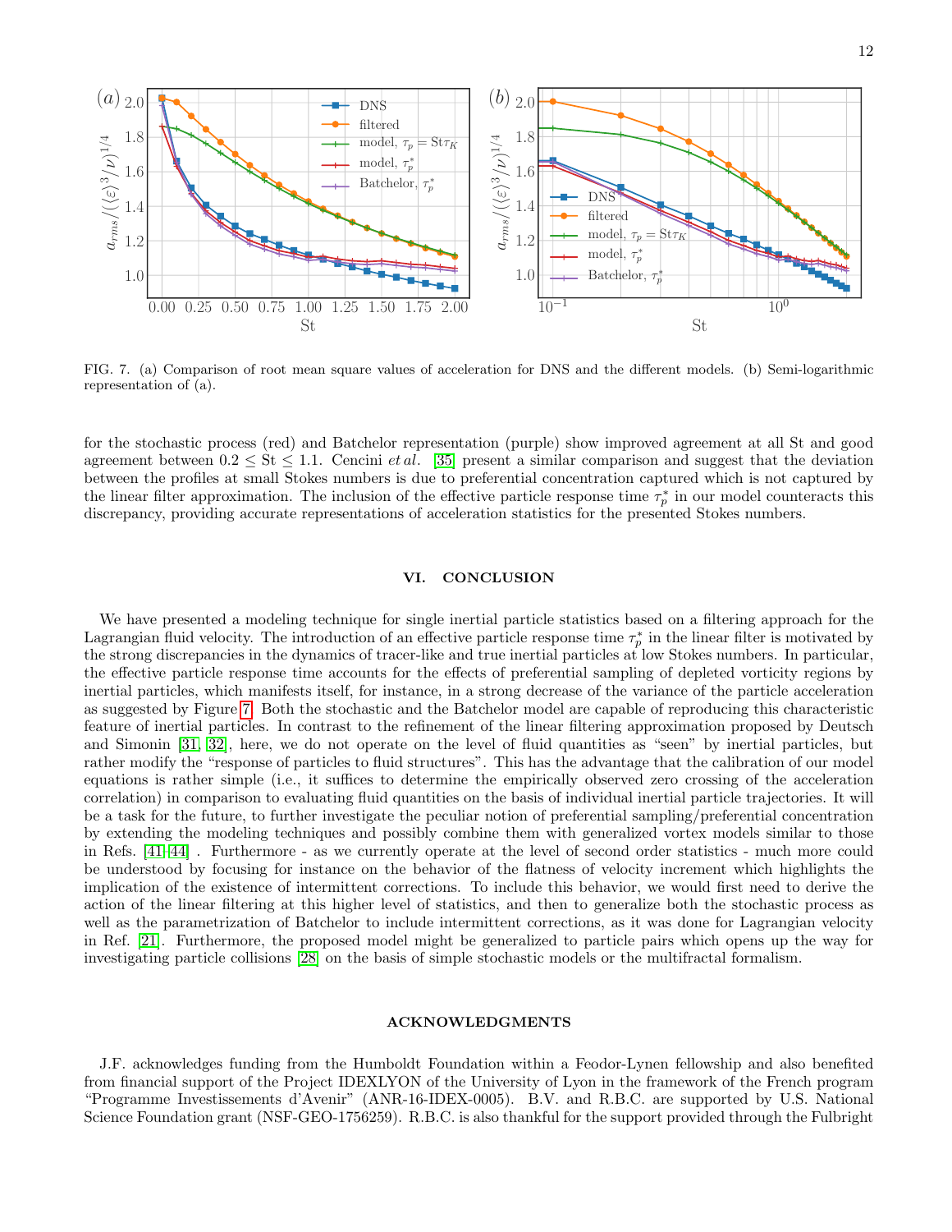FIG. 7. (a) Comparison of root mean square values of acceleration for DNS and the different models. (b) Semi-logarithmic representation of (a).

for the stochastic process (red) and Batchelor representation (purple) show improved agreement at all St and good agreement between $0.2 \leq \mathrm{St} \leq 1.1$. Cencini *et al.* [35] present a similar comparison and suggest that the deviation between the profiles at small Stokes numbers is due to preferential concentration captured which is not captured by the linear filter approximation. The inclusion of the effective particle response time $\tau_p^*$ in our model counteracts this discrepancy, providing accurate representations of acceleration statistics for the presented Stokes numbers.

## VI. CONCLUSION

We have presented a modeling technique for single inertial particle statistics based on a filtering approach for the Lagrangian fluid velocity. The introduction of an effective particle response time $\tau_p^*$ in the linear filter is motivated by the strong discrepancies in the dynamics of tracer-like and true inertial particles at low Stokes numbers. In particular, the effective particle response time accounts for the effects of preferential sampling of depleted vorticity regions by inertial particles, which manifests itself, for instance, in a strong decrease of the variance of the particle acceleration as suggested by Figure 7. Both the stochastic and the Batchelor model are capable of reproducing this characteristic feature of inertial particles. In contrast to the refinement of the linear filtering approximation proposed by Deutsch and Simonin [31, 32], here, we do not operate on the level of fluid quantities as "seen" by inertial particles, but rather modify the "response of particles to fluid structures". This has the advantage that the calibration of our model equations is rather simple (i.e., it suffices to determine the empirically observed zero crossing of the acceleration correlation) in comparison to evaluating fluid quantities on the basis of individual inertial particle trajectories. It will be a task for the future, to further investigate the peculiar notion of preferential sampling/preferential concentration by extending the modeling techniques and possibly combine them with generalized vortex models similar to those in Refs. [41–44] . Furthermore - as we currently operate at the level of second order statistics - much more could be understood by focusing for instance on the behavior of the flatness of velocity increment which highlights the implication of the existence of intermittent corrections. To include this behavior, we would first need to derive the action of the linear filtering at this higher level of statistics, and then to generalize both the stochastic process as well as the parametrization of Batchelor to include intermittent corrections, as it was done for Lagrangian velocity in Ref. [21]. Furthermore, the proposed model might be generalized to particle pairs which opens up the way for investigating particle collisions [28] on the basis of simple stochastic models or the multifractal formalism.

## ACKNOWLEDGMENTS

J.F. acknowledges funding from the Humboldt Foundation within a Feodor-Lynen fellowship and also benefited from financial support of the Project IDEXLYON of the University of Lyon in the framework of the French program "Programme Investissements d'Avenir" (ANR-16-IDEX-0005). B.V. and R.B.C. are supported by U.S. National Science Foundation grant (NSF-GEO-1756259). R.B.C. is also thankful for the support provided through the Fulbright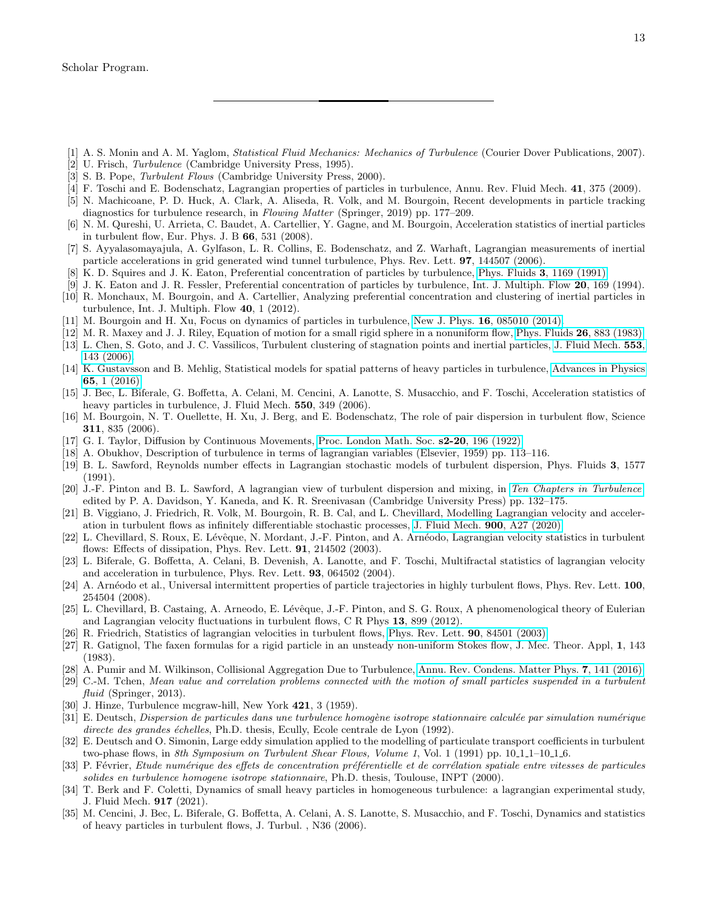Scholar Program.

---

[1] A. S. Monin and A. M. Yaglom, *Statistical Fluid Mechanics: Mechanics of Turbulence* (Courier Dover Publications, 2007).
[2] U. Frisch, *Turbulence* (Cambridge University Press, 1995).
[3] S. B. Pope, *Turbulent Flows* (Cambridge University Press, 2000).
[4] F. Toschi and E. Bodenschatz, Lagrangian properties of particles in turbulence, Annu. Rev. Fluid Mech. **41**, 375 (2009).
[5] N. Machicoane, P. D. Huck, A. Clark, A. Aliseda, R. Volk, and M. Bourgoin, Recent developments in particle tracking diagnostics for turbulence research, in *Flowing Matter* (Springer, 2019) pp. 177–209.
[6] N. M. Qureshi, U. Arrieta, C. Baudet, A. Cartellier, Y. Gagne, and M. Bourgoin, Acceleration statistics of inertial particles in turbulent flow, Eur. Phys. J. B **66**, 531 (2008).
[7] S. Ayyalasomayajula, A. Gylfason, L. R. Collins, E. Bodenschatz, and Z. Warhaft, Lagrangian measurements of inertial particle accelerations in grid generated wind tunnel turbulence, Phys. Rev. Lett. **97**, 144507 (2006).
[8] K. D. Squires and J. K. Eaton, Preferential concentration of particles by turbulence, Phys. Fluids **3**, 1169 (1991).
[9] J. K. Eaton and J. R. Fessler, Preferential concentration of particles by turbulence, Int. J. Multiph. Flow **20**, 169 (1994).
[10] R. Monchaux, M. Bourgoin, and A. Cartellier, Analyzing preferential concentration and clustering of inertial particles in turbulence, Int. J. Multiph. Flow **40**, 1 (2012).
[11] M. Bourgoin and H. Xu, Focus on dynamics of particles in turbulence, New J. Phys. **16**, 085010 (2014).
[12] M. R. Maxey and J. J. Riley, Equation of motion for a small rigid sphere in a nonuniform flow, Phys. Fluids **26**, 883 (1983).
[13] L. Chen, S. Goto, and J. C. Vassilicos, Turbulent clustering of stagnation points and inertial particles, J. Fluid Mech. **553**, 143 (2006).
[14] K. Gustavsson and B. Mehlig, Statistical models for spatial patterns of heavy particles in turbulence, Advances in Physics **65**, 1 (2016).
[15] J. Bec, L. Biferale, G. Boffetta, A. Celani, M. Cencini, A. Lanotte, S. Musacchio, and F. Toschi, Acceleration statistics of heavy particles in turbulence, J. Fluid Mech. **550**, 349 (2006).
[16] M. Bourgoin, N. T. Ouellette, H. Xu, J. Berg, and E. Bodenschatz, The role of pair dispersion in turbulent flow, Science **311**, 835 (2006).
[17] G. I. Taylor, Diffusion by Continuous Movements, Proc. London Math. Soc. **s2-20**, 196 (1922).
[18] A. Obukhov, Description of turbulence in terms of lagrangian variables (Elsevier, 1959) pp. 113–116.
[19] B. L. Sawford, Reynolds number effects in Lagrangian stochastic models of turbulent dispersion, Phys. Fluids **3**, 1577 (1991).
[20] J.-F. Pinton and B. L. Sawford, A lagrangian view of turbulent dispersion and mixing, in *Ten Chapters in Turbulence*, edited by P. A. Davidson, Y. Kaneda, and K. R. Sreenivasan (Cambridge University Press) pp. 132–175.
[21] B. Viggiano, J. Friedrich, R. Volk, M. Bourgoin, R. B. Cal, and L. Chevillard, Modelling Lagrangian velocity and acceleration in turbulent flows as infinitely differentiable stochastic processes, J. Fluid Mech. **900**, A27 (2020).
[22] L. Chevillard, S. Roux, E. Lévêque, N. Mordant, J.-F. Pinton, and A. Arnéodo, Lagrangian velocity statistics in turbulent flows: Effects of dissipation, Phys. Rev. Lett. **91**, 214502 (2003).
[23] L. Biferale, G. Boffetta, A. Celani, B. Devenish, A. Lanotte, and F. Toschi, Multifractal statistics of lagrangian velocity and acceleration in turbulence, Phys. Rev. Lett. **93**, 064502 (2004).
[24] A. Arnéodo et al., Universal intermittent properties of particle trajectories in highly turbulent flows, Phys. Rev. Lett. **100**, 254504 (2008).
[25] L. Chevillard, B. Castaing, A. Arneodo, E. Lévêque, J.-F. Pinton, and S. G. Roux, A phenomenological theory of Eulerian and Lagrangian velocity fluctuations in turbulent flows, C R Phys **13**, 899 (2012).
[26] R. Friedrich, Statistics of lagrangian velocities in turbulent flows, Phys. Rev. Lett. **90**, 84501 (2003).
[27] R. Gatignol, The faxen formulas for a rigid particle in an unsteady non-uniform Stokes flow, J. Mec. Theor. Appl, **1**, 143 (1983).
[28] A. Pumir and M. Wilkinson, Collisional Aggregation Due to Turbulence, Annu. Rev. Condens. Matter Phys. **7**, 141 (2016).
[29] C.-M. Tchen, *Mean value and correlation problems connected with the motion of small particles suspended in a turbulent fluid* (Springer, 2013).
[30] J. Hinze, Turbulence mcgraw-hill, New York **421**, 3 (1959).
[31] E. Deutsch, *Dispersion de particules dans une turbulence homogène isotrope stationnaire calculée par simulation numérique directe des grandes échelles*, Ph.D. thesis, Ecully, Ecole centrale de Lyon (1992).
[32] E. Deutsch and O. Simonin, Large eddy simulation applied to the modelling of particulate transport coefficients in turbulent two-phase flows, in *8th Symposium on Turbulent Shear Flows, Volume 1*, Vol. 1 (1991) pp. 10_1_1–10_1_6.
[33] P. Février, *Etude numérique des effets de concentration préférentielle et de corrélation spatiale entre vitesses de particules solides en turbulence homogene isotrope stationnaire*, Ph.D. thesis, Toulouse, INPT (2000).
[34] T. Berk and F. Coletti, Dynamics of small heavy particles in homogeneous turbulence: a lagrangian experimental study, J. Fluid Mech. **917** (2021).
[35] M. Cencini, J. Bec, L. Biferale, G. Boffetta, A. Celani, A. S. Lanotte, S. Musacchio, and F. Toschi, Dynamics and statistics of heavy particles in turbulent flows, J. Turbul. , N36 (2006).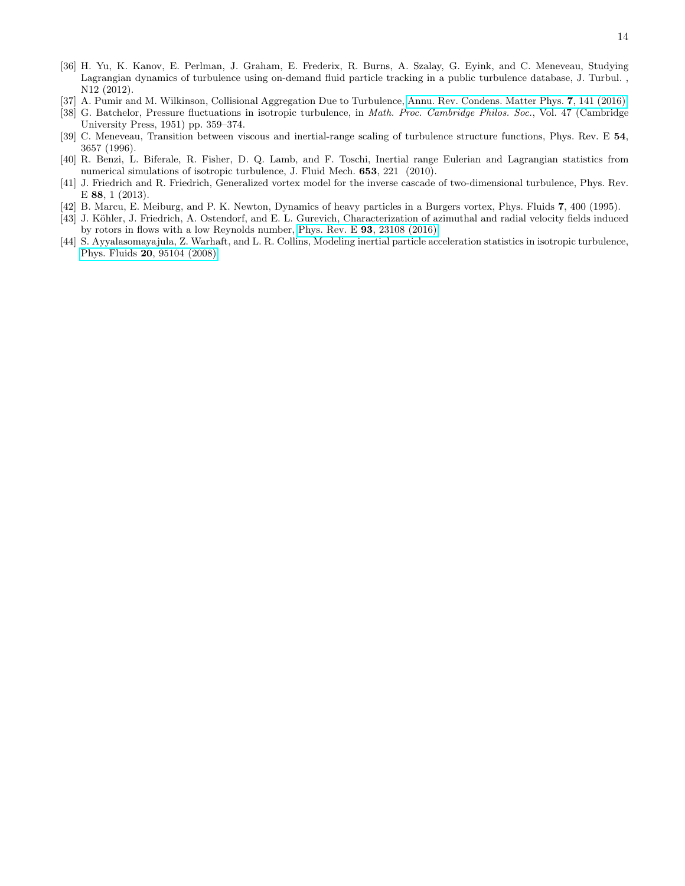[36] H. Yu, K. Kanov, E. Perlman, J. Graham, E. Frederix, R. Burns, A. Szalay, G. Eyink, and C. Meneveau, Studying Lagrangian dynamics of turbulence using on-demand fluid particle tracking in a public turbulence database, J. Turbul. , N12 (2012).

[37] A. Pumir and M. Wilkinson, Collisional Aggregation Due to Turbulence, Annu. Rev. Condens. Matter Phys. **7**, 141 (2016).

[38] G. Batchelor, Pressure fluctuations in isotropic turbulence, in *Math. Proc. Cambridge Philos. Soc.*, Vol. 47 (Cambridge University Press, 1951) pp. 359–374.

[39] C. Meneveau, Transition between viscous and inertial-range scaling of turbulence structure functions, Phys. Rev. E **54**, 3657 (1996).

[40] R. Benzi, L. Biferale, R. Fisher, D. Q. Lamb, and F. Toschi, Inertial range Eulerian and Lagrangian statistics from numerical simulations of isotropic turbulence, J. Fluid Mech. **653**, 221 (2010).

[41] J. Friedrich and R. Friedrich, Generalized vortex model for the inverse cascade of two-dimensional turbulence, Phys. Rev. E **88**, 1 (2013).

[42] B. Marcu, E. Meiburg, and P. K. Newton, Dynamics of heavy particles in a Burgers vortex, Phys. Fluids **7**, 400 (1995).

[43] J. Köhler, J. Friedrich, A. Ostendorf, and E. L. Gurevich, Characterization of azimuthal and radial velocity fields induced by rotors in flows with a low Reynolds number, Phys. Rev. E **93**, 23108 (2016).

[44] S. Ayyalasomayajula, Z. Warhaft, and L. R. Collins, Modeling inertial particle acceleration statistics in isotropic turbulence, Phys. Fluids **20**, 95104 (2008).